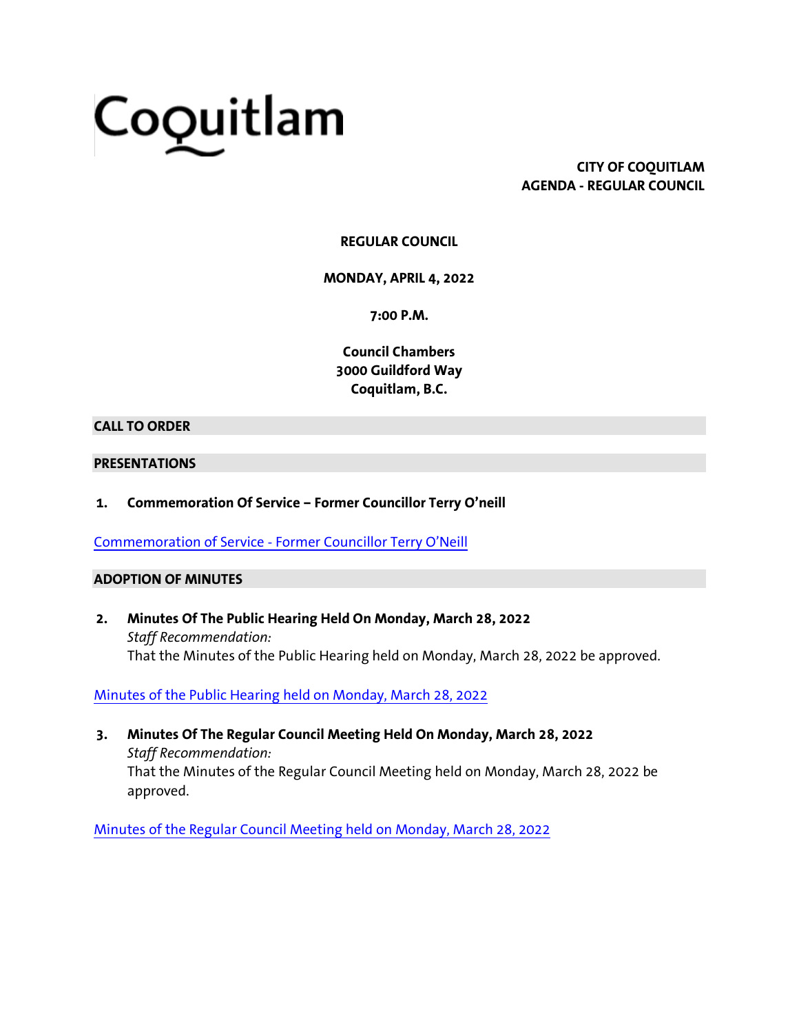Coquitlam

**CITY OF COQUITLAM**
**AGENDA - REGULAR COUNCIL**

**REGULAR COUNCIL**

**MONDAY, APRIL 4, 2022**

**7:00 P.M.**

**Council Chambers**
**3000 Guildford Way**
**Coquitlam, B.C.**

## CALL TO ORDER

## PRESENTATIONS

1. **Commemoration Of Service – Former Councillor Terry O'neill**

Commemoration of Service - Former Councillor Terry O'Neill

## ADOPTION OF MINUTES

2. **Minutes Of The Public Hearing Held On Monday, March 28, 2022**
   *Staff Recommendation:*
   That the Minutes of the Public Hearing held on Monday, March 28, 2022 be approved.

Minutes of the Public Hearing held on Monday, March 28, 2022

3. **Minutes Of The Regular Council Meeting Held On Monday, March 28, 2022**
   *Staff Recommendation:*
   That the Minutes of the Regular Council Meeting held on Monday, March 28, 2022 be approved.

Minutes of the Regular Council Meeting held on Monday, March 28, 2022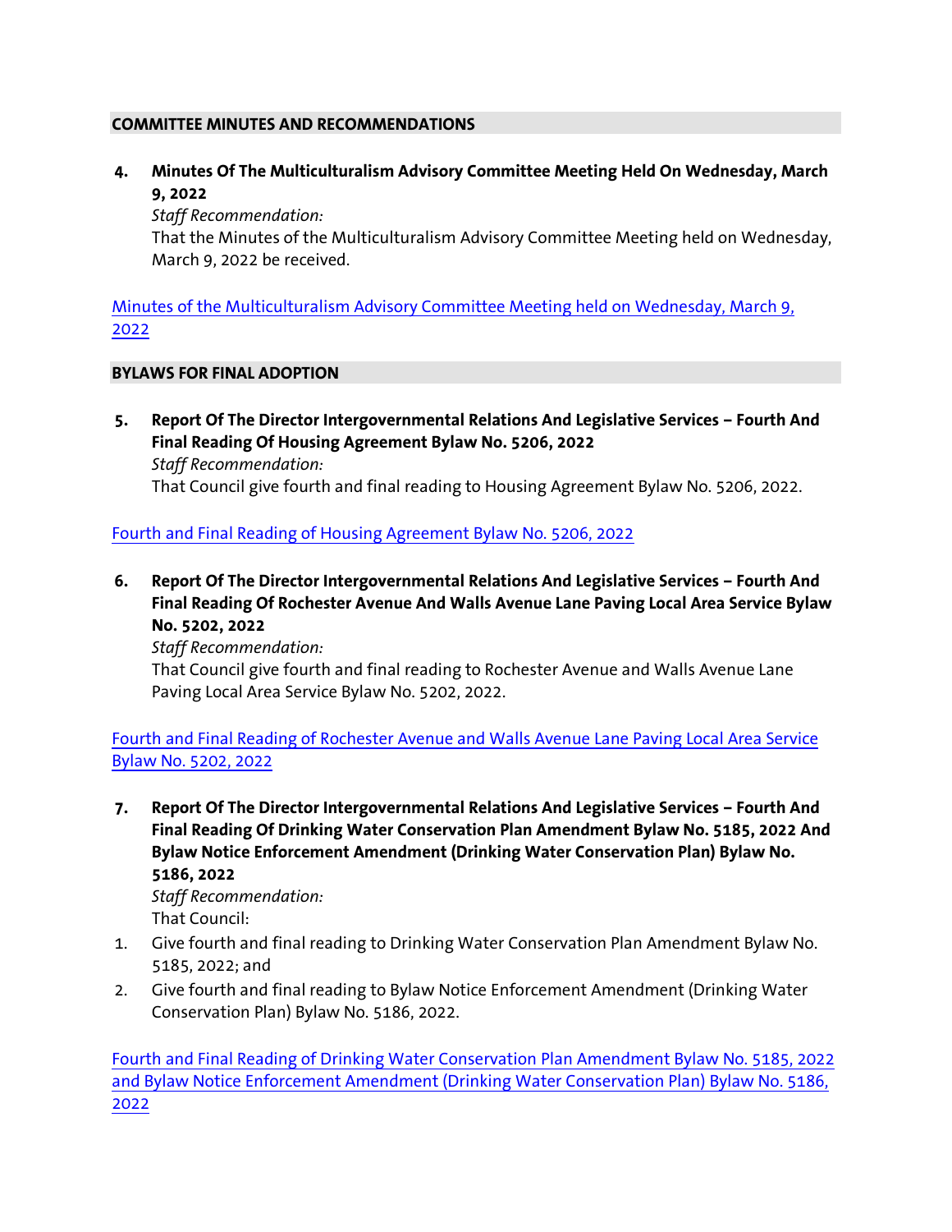## COMMITTEE MINUTES AND RECOMMENDATIONS

**4. Minutes Of The Multiculturalism Advisory Committee Meeting Held On Wednesday, March 9, 2022**

*Staff Recommendation:*

That the Minutes of the Multiculturalism Advisory Committee Meeting held on Wednesday, March 9, 2022 be received.

Minutes of the Multiculturalism Advisory Committee Meeting held on Wednesday, March 9, 2022

## BYLAWS FOR FINAL ADOPTION

**5. Report Of The Director Intergovernmental Relations And Legislative Services – Fourth And Final Reading Of Housing Agreement Bylaw No. 5206, 2022**

*Staff Recommendation:*

That Council give fourth and final reading to Housing Agreement Bylaw No. 5206, 2022.

Fourth and Final Reading of Housing Agreement Bylaw No. 5206, 2022

**6. Report Of The Director Intergovernmental Relations And Legislative Services – Fourth And Final Reading Of Rochester Avenue And Walls Avenue Lane Paving Local Area Service Bylaw No. 5202, 2022**

*Staff Recommendation:*

That Council give fourth and final reading to Rochester Avenue and Walls Avenue Lane Paving Local Area Service Bylaw No. 5202, 2022.

Fourth and Final Reading of Rochester Avenue and Walls Avenue Lane Paving Local Area Service Bylaw No. 5202, 2022

**7. Report Of The Director Intergovernmental Relations And Legislative Services – Fourth And Final Reading Of Drinking Water Conservation Plan Amendment Bylaw No. 5185, 2022 And Bylaw Notice Enforcement Amendment (Drinking Water Conservation Plan) Bylaw No. 5186, 2022**

*Staff Recommendation:*

That Council:

1. Give fourth and final reading to Drinking Water Conservation Plan Amendment Bylaw No. 5185, 2022; and
2. Give fourth and final reading to Bylaw Notice Enforcement Amendment (Drinking Water Conservation Plan) Bylaw No. 5186, 2022.

Fourth and Final Reading of Drinking Water Conservation Plan Amendment Bylaw No. 5185, 2022 and Bylaw Notice Enforcement Amendment (Drinking Water Conservation Plan) Bylaw No. 5186, 2022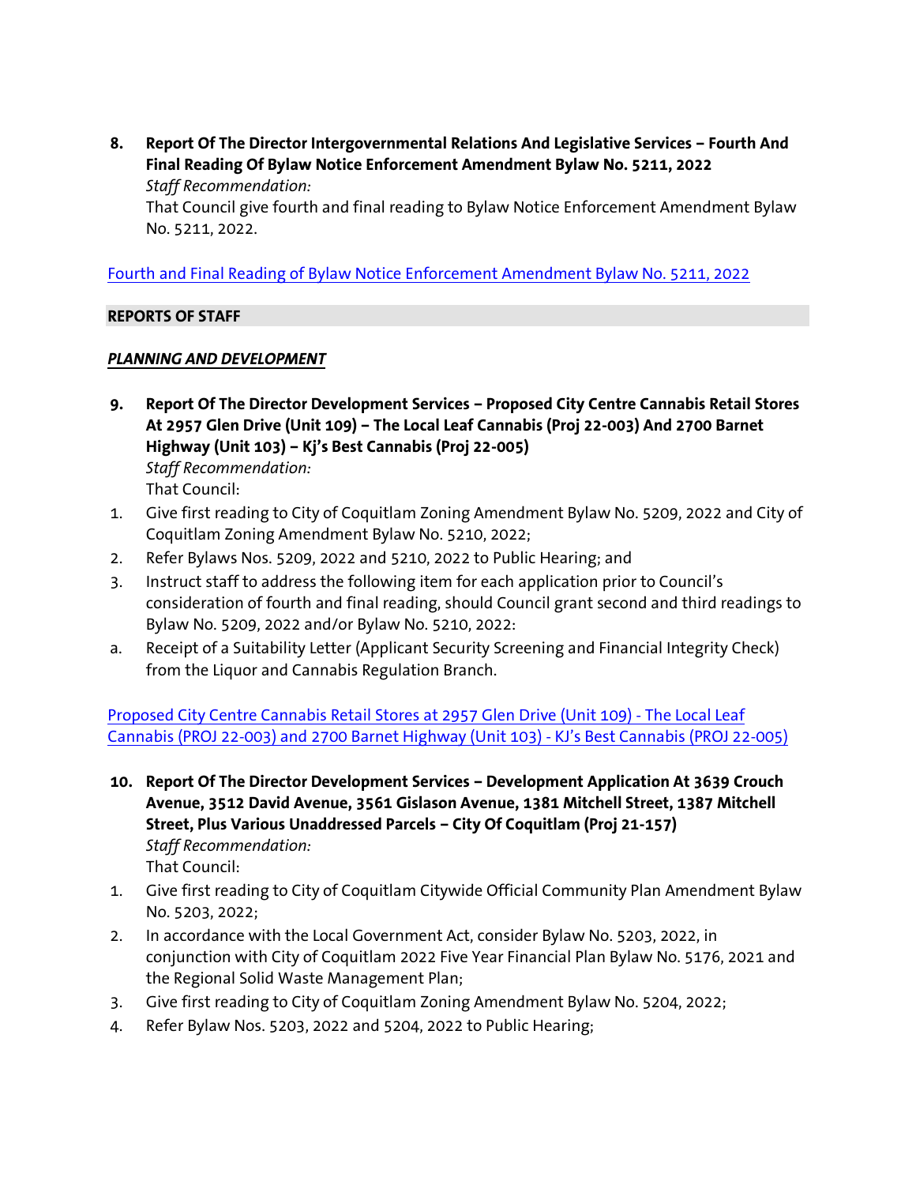**8. Report Of The Director Intergovernmental Relations And Legislative Services – Fourth And Final Reading Of Bylaw Notice Enforcement Amendment Bylaw No. 5211, 2022**
*Staff Recommendation:*
That Council give fourth and final reading to Bylaw Notice Enforcement Amendment Bylaw No. 5211, 2022.

Fourth and Final Reading of Bylaw Notice Enforcement Amendment Bylaw No. 5211, 2022

## REPORTS OF STAFF

### ***PLANNING AND DEVELOPMENT***

**9. Report Of The Director Development Services – Proposed City Centre Cannabis Retail Stores At 2957 Glen Drive (Unit 109) – The Local Leaf Cannabis (Proj 22-003) And 2700 Barnet Highway (Unit 103) – Kj's Best Cannabis (Proj 22-005)**
*Staff Recommendation:*
That Council:

1. Give first reading to City of Coquitlam Zoning Amendment Bylaw No. 5209, 2022 and City of Coquitlam Zoning Amendment Bylaw No. 5210, 2022;
2. Refer Bylaws Nos. 5209, 2022 and 5210, 2022 to Public Hearing; and
3. Instruct staff to address the following item for each application prior to Council's consideration of fourth and final reading, should Council grant second and third readings to Bylaw No. 5209, 2022 and/or Bylaw No. 5210, 2022:

a. Receipt of a Suitability Letter (Applicant Security Screening and Financial Integrity Check) from the Liquor and Cannabis Regulation Branch.

Proposed City Centre Cannabis Retail Stores at 2957 Glen Drive (Unit 109) - The Local Leaf Cannabis (PROJ 22-003) and 2700 Barnet Highway (Unit 103) - KJ's Best Cannabis (PROJ 22-005)

**10. Report Of The Director Development Services – Development Application At 3639 Crouch Avenue, 3512 David Avenue, 3561 Gislason Avenue, 1381 Mitchell Street, 1387 Mitchell Street, Plus Various Unaddressed Parcels – City Of Coquitlam (Proj 21-157)**
*Staff Recommendation:*
That Council:

1. Give first reading to City of Coquitlam Citywide Official Community Plan Amendment Bylaw No. 5203, 2022;
2. In accordance with the Local Government Act, consider Bylaw No. 5203, 2022, in conjunction with City of Coquitlam 2022 Five Year Financial Plan Bylaw No. 5176, 2021 and the Regional Solid Waste Management Plan;
3. Give first reading to City of Coquitlam Zoning Amendment Bylaw No. 5204, 2022;
4. Refer Bylaw Nos. 5203, 2022 and 5204, 2022 to Public Hearing;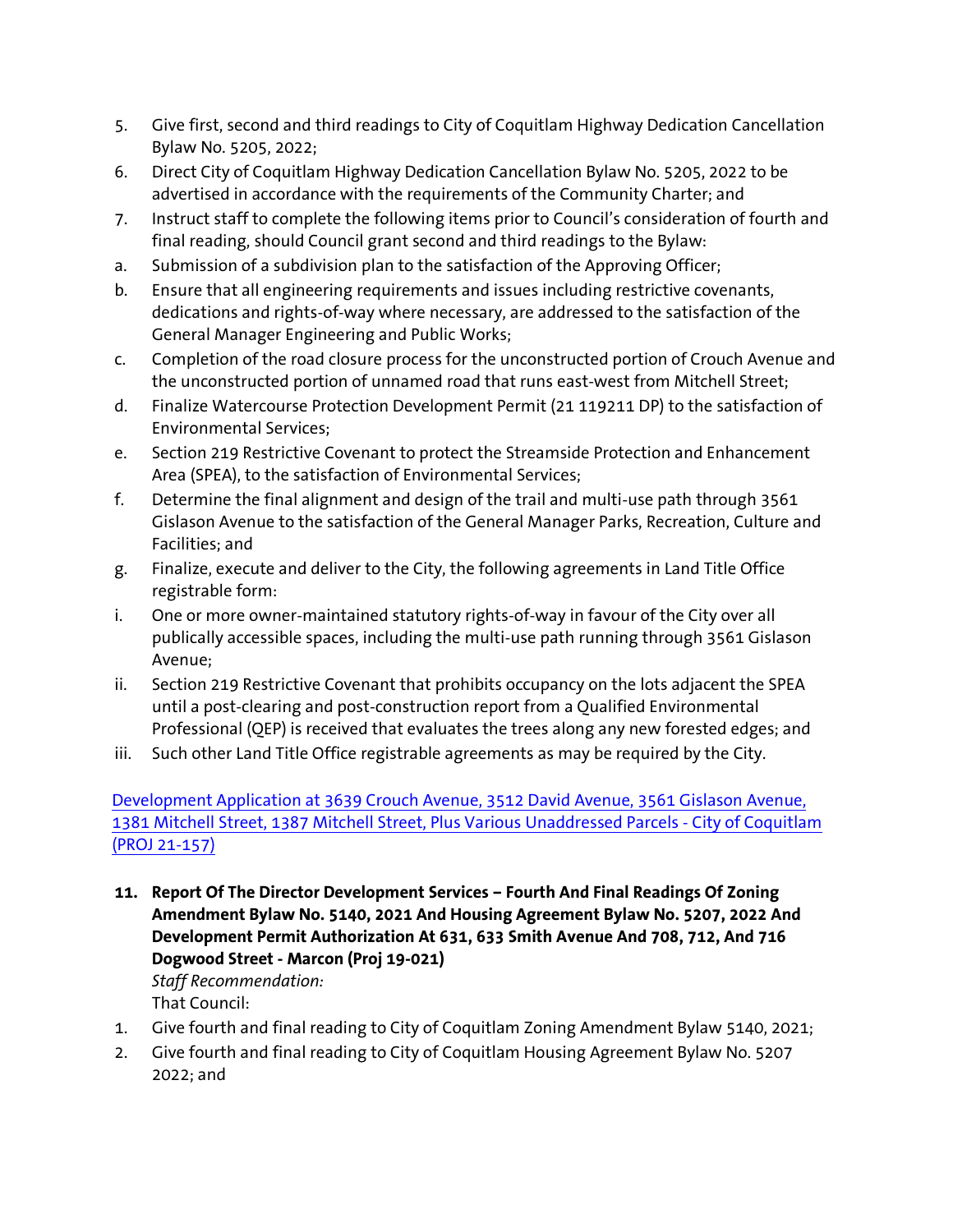5. Give first, second and third readings to City of Coquitlam Highway Dedication Cancellation Bylaw No. 5205, 2022;
6. Direct City of Coquitlam Highway Dedication Cancellation Bylaw No. 5205, 2022 to be advertised in accordance with the requirements of the Community Charter; and
7. Instruct staff to complete the following items prior to Council's consideration of fourth and final reading, should Council grant second and third readings to the Bylaw:

a. Submission of a subdivision plan to the satisfaction of the Approving Officer;

b. Ensure that all engineering requirements and issues including restrictive covenants, dedications and rights-of-way where necessary, are addressed to the satisfaction of the General Manager Engineering and Public Works;

c. Completion of the road closure process for the unconstructed portion of Crouch Avenue and the unconstructed portion of unnamed road that runs east-west from Mitchell Street;

d. Finalize Watercourse Protection Development Permit (21 119211 DP) to the satisfaction of Environmental Services;

e. Section 219 Restrictive Covenant to protect the Streamside Protection and Enhancement Area (SPEA), to the satisfaction of Environmental Services;

f. Determine the final alignment and design of the trail and multi-use path through 3561 Gislason Avenue to the satisfaction of the General Manager Parks, Recreation, Culture and Facilities; and

g. Finalize, execute and deliver to the City, the following agreements in Land Title Office registrable form:

i. One or more owner-maintained statutory rights-of-way in favour of the City over all publically accessible spaces, including the multi-use path running through 3561 Gislason Avenue;

ii. Section 219 Restrictive Covenant that prohibits occupancy on the lots adjacent the SPEA until a post-clearing and post-construction report from a Qualified Environmental Professional (QEP) is received that evaluates the trees along any new forested edges; and

iii. Such other Land Title Office registrable agreements as may be required by the City.

Development Application at 3639 Crouch Avenue, 3512 David Avenue, 3561 Gislason Avenue, 1381 Mitchell Street, 1387 Mitchell Street, Plus Various Unaddressed Parcels - City of Coquitlam (PROJ 21-157)

**11. Report Of The Director Development Services – Fourth And Final Readings Of Zoning Amendment Bylaw No. 5140, 2021 And Housing Agreement Bylaw No. 5207, 2022 And Development Permit Authorization At 631, 633 Smith Avenue And 708, 712, And 716 Dogwood Street - Marcon (Proj 19-021)**

*Staff Recommendation:*

That Council:

1. Give fourth and final reading to City of Coquitlam Zoning Amendment Bylaw 5140, 2021;
2. Give fourth and final reading to City of Coquitlam Housing Agreement Bylaw No. 5207 2022; and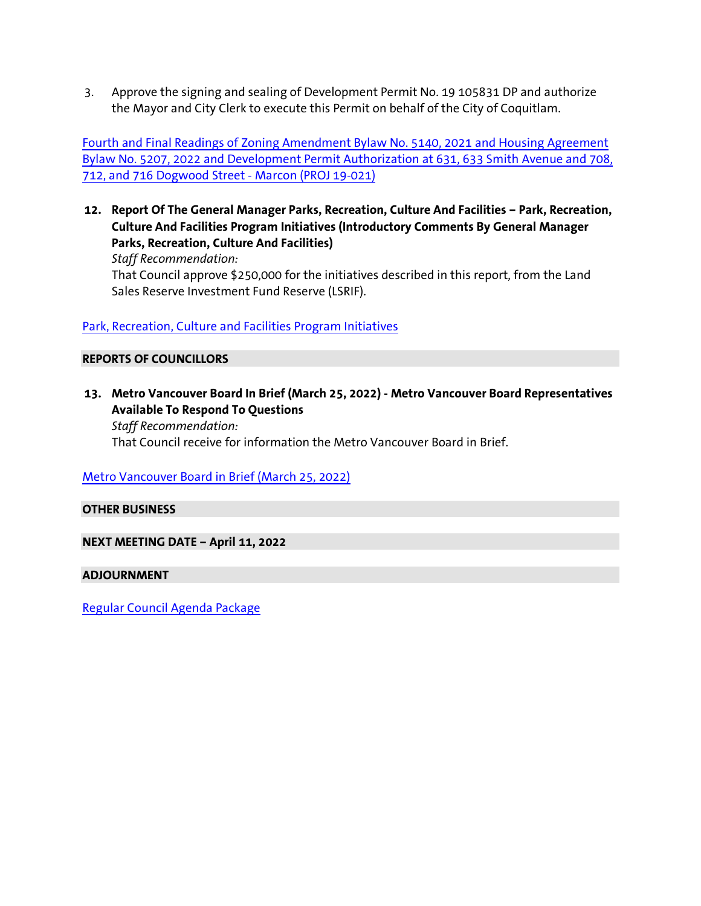3. Approve the signing and sealing of Development Permit No. 19 105831 DP and authorize the Mayor and City Clerk to execute this Permit on behalf of the City of Coquitlam.

Fourth and Final Readings of Zoning Amendment Bylaw No. 5140, 2021 and Housing Agreement Bylaw No. 5207, 2022 and Development Permit Authorization at 631, 633 Smith Avenue and 708, 712, and 716 Dogwood Street - Marcon (PROJ 19-021)

**12. Report Of The General Manager Parks, Recreation, Culture And Facilities – Park, Recreation, Culture And Facilities Program Initiatives (Introductory Comments By General Manager Parks, Recreation, Culture And Facilities)**

*Staff Recommendation:*

That Council approve $250,000 for the initiatives described in this report, from the Land Sales Reserve Investment Fund Reserve (LSRIF).

Park, Recreation, Culture and Facilities Program Initiatives

## REPORTS OF COUNCILLORS

**13. Metro Vancouver Board In Brief (March 25, 2022) - Metro Vancouver Board Representatives Available To Respond To Questions**

*Staff Recommendation:*

That Council receive for information the Metro Vancouver Board in Brief.

Metro Vancouver Board in Brief (March 25, 2022)

## OTHER BUSINESS

## NEXT MEETING DATE – April 11, 2022

## ADJOURNMENT

Regular Council Agenda Package